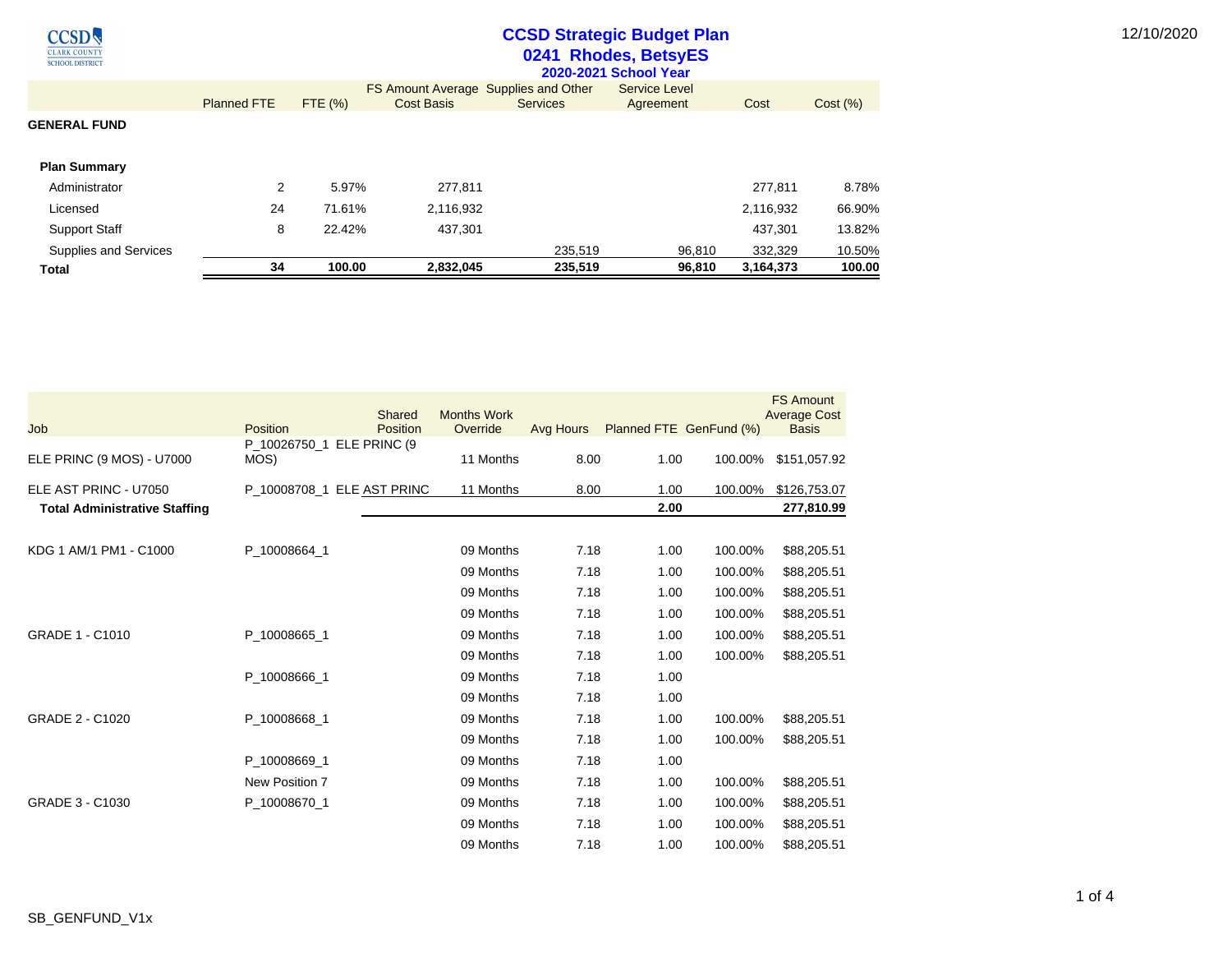# CCSD Strategic Budget Plan

## 0241 Rhodes, BetsyES

### 2020-2021 School Year

12/10/2020

| | Planned FTE | FTE (%) | FS Amount Average Cost Basis | Supplies and Other Services | Service Level Agreement | Cost | Cost (%) |
|---|---|---|---|---|---|---|---|
| **GENERAL FUND** | | | | | | | |
| **Plan Summary** | | | | | | | |
| Administrator | 2 | 5.97% | 277,811 | | | 277,811 | 8.78% |
| Licensed | 24 | 71.61% | 2,116,932 | | | 2,116,932 | 66.90% |
| Support Staff | 8 | 22.42% | 437,301 | | | 437,301 | 13.82% |
| Supplies and Services | | | | 235,519 | 96,810 | 332,329 | 10.50% |
| **Total** | **34** | **100.00** | **2,832,045** | **235,519** | **96,810** | **3,164,373** | **100.00** |

| Job | Position | Shared Position | Months Work Override | Avg Hours | Planned FTE | GenFund (%) | FS Amount Average Cost Basis |
|---|---|---|---|---|---|---|---|
| ELE PRINC (9 MOS) - U7000 | P_10026750_1 ELE PRINC (9 MOS) | | 11 Months | 8.00 | 1.00 | 100.00% | $151,057.92 |
| ELE AST PRINC - U7050 | P_10008708_1 ELE AST PRINC | | 11 Months | 8.00 | 1.00 | 100.00% | $126,753.07 |
| **Total Administrative Staffing** | | | | | **2.00** | | **277,810.99** |
| KDG 1 AM/1 PM1 - C1000 | P_10008664_1 | | 09 Months | 7.18 | 1.00 | 100.00% | $88,205.51 |
| | | | 09 Months | 7.18 | 1.00 | 100.00% | $88,205.51 |
| | | | 09 Months | 7.18 | 1.00 | 100.00% | $88,205.51 |
| | | | 09 Months | 7.18 | 1.00 | 100.00% | $88,205.51 |
| GRADE 1 - C1010 | P_10008665_1 | | 09 Months | 7.18 | 1.00 | 100.00% | $88,205.51 |
| | | | 09 Months | 7.18 | 1.00 | 100.00% | $88,205.51 |
| | P_10008666_1 | | 09 Months | 7.18 | 1.00 | | |
| | | | 09 Months | 7.18 | 1.00 | | |
| GRADE 2 - C1020 | P_10008668_1 | | 09 Months | 7.18 | 1.00 | 100.00% | $88,205.51 |
| | | | 09 Months | 7.18 | 1.00 | 100.00% | $88,205.51 |
| | P_10008669_1 | | 09 Months | 7.18 | 1.00 | | |
| | New Position 7 | | 09 Months | 7.18 | 1.00 | 100.00% | $88,205.51 |
| GRADE 3 - C1030 | P_10008670_1 | | 09 Months | 7.18 | 1.00 | 100.00% | $88,205.51 |
| | | | 09 Months | 7.18 | 1.00 | 100.00% | $88,205.51 |
| | | | 09 Months | 7.18 | 1.00 | 100.00% | $88,205.51 |

SB_GENFUND_V1x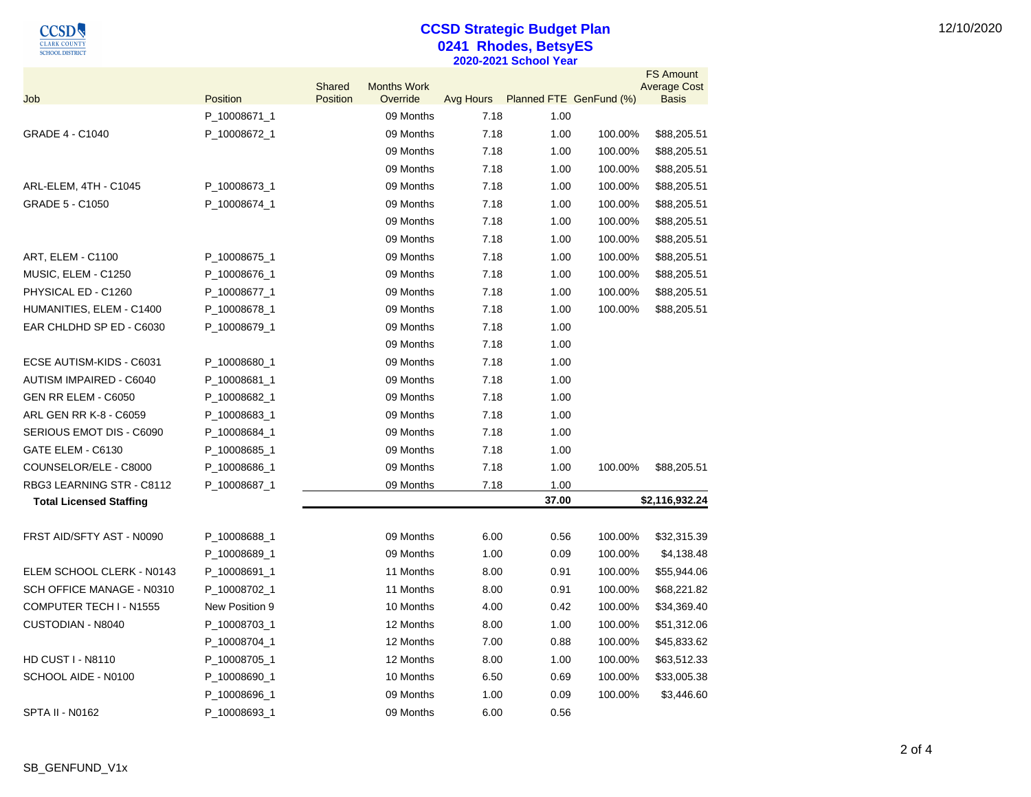# CCSD Strategic Budget Plan

## 0241 Rhodes, BetsyES

### 2020-2021 School Year

| Job | Position | Shared Position | Months Work Override | Avg Hours | Planned FTE | GenFund (%) | FS Amount Average Cost Basis |
|---|---|---|---|---|---|---|---|
| | P_10008671_1 | | 09 Months | 7.18 | 1.00 | | |
| GRADE 4 - C1040 | P_10008672_1 | | 09 Months | 7.18 | 1.00 | 100.00% | $88,205.51 |
| | | | 09 Months | 7.18 | 1.00 | 100.00% | $88,205.51 |
| | | | 09 Months | 7.18 | 1.00 | 100.00% | $88,205.51 |
| ARL-ELEM, 4TH - C1045 | P_10008673_1 | | 09 Months | 7.18 | 1.00 | 100.00% | $88,205.51 |
| GRADE 5 - C1050 | P_10008674_1 | | 09 Months | 7.18 | 1.00 | 100.00% | $88,205.51 |
| | | | 09 Months | 7.18 | 1.00 | 100.00% | $88,205.51 |
| | | | 09 Months | 7.18 | 1.00 | 100.00% | $88,205.51 |
| ART, ELEM - C1100 | P_10008675_1 | | 09 Months | 7.18 | 1.00 | 100.00% | $88,205.51 |
| MUSIC, ELEM - C1250 | P_10008676_1 | | 09 Months | 7.18 | 1.00 | 100.00% | $88,205.51 |
| PHYSICAL ED - C1260 | P_10008677_1 | | 09 Months | 7.18 | 1.00 | 100.00% | $88,205.51 |
| HUMANITIES, ELEM - C1400 | P_10008678_1 | | 09 Months | 7.18 | 1.00 | 100.00% | $88,205.51 |
| EAR CHLDHD SP ED - C6030 | P_10008679_1 | | 09 Months | 7.18 | 1.00 | | |
| | | | 09 Months | 7.18 | 1.00 | | |
| ECSE AUTISM-KIDS - C6031 | P_10008680_1 | | 09 Months | 7.18 | 1.00 | | |
| AUTISM IMPAIRED - C6040 | P_10008681_1 | | 09 Months | 7.18 | 1.00 | | |
| GEN RR ELEM - C6050 | P_10008682_1 | | 09 Months | 7.18 | 1.00 | | |
| ARL GEN RR K-8 - C6059 | P_10008683_1 | | 09 Months | 7.18 | 1.00 | | |
| SERIOUS EMOT DIS - C6090 | P_10008684_1 | | 09 Months | 7.18 | 1.00 | | |
| GATE ELEM - C6130 | P_10008685_1 | | 09 Months | 7.18 | 1.00 | | |
| COUNSELOR/ELE - C8000 | P_10008686_1 | | 09 Months | 7.18 | 1.00 | 100.00% | $88,205.51 |
| RBG3 LEARNING STR - C8112 | P_10008687_1 | | 09 Months | 7.18 | 1.00 | | |
| **Total Licensed Staffing** | | | | | **37.00** | | **$2,116,932.24** |
| FRST AID/SFTY AST - N0090 | P_10008688_1 | | 09 Months | 6.00 | 0.56 | 100.00% | $32,315.39 |
| | P_10008689_1 | | 09 Months | 1.00 | 0.09 | 100.00% | $4,138.48 |
| ELEM SCHOOL CLERK - N0143 | P_10008691_1 | | 11 Months | 8.00 | 0.91 | 100.00% | $55,944.06 |
| SCH OFFICE MANAGE - N0310 | P_10008702_1 | | 11 Months | 8.00 | 0.91 | 100.00% | $68,221.82 |
| COMPUTER TECH I - N1555 | New Position 9 | | 10 Months | 4.00 | 0.42 | 100.00% | $34,369.40 |
| CUSTODIAN - N8040 | P_10008703_1 | | 12 Months | 8.00 | 1.00 | 100.00% | $51,312.06 |
| | P_10008704_1 | | 12 Months | 7.00 | 0.88 | 100.00% | $45,833.62 |
| HD CUST I - N8110 | P_10008705_1 | | 12 Months | 8.00 | 1.00 | 100.00% | $63,512.33 |
| SCHOOL AIDE - N0100 | P_10008690_1 | | 10 Months | 6.50 | 0.69 | 100.00% | $33,005.38 |
| | P_10008696_1 | | 09 Months | 1.00 | 0.09 | 100.00% | $3,446.60 |
| SPTA II - N0162 | P_10008693_1 | | 09 Months | 6.00 | 0.56 | | |

SB_GENFUND_V1x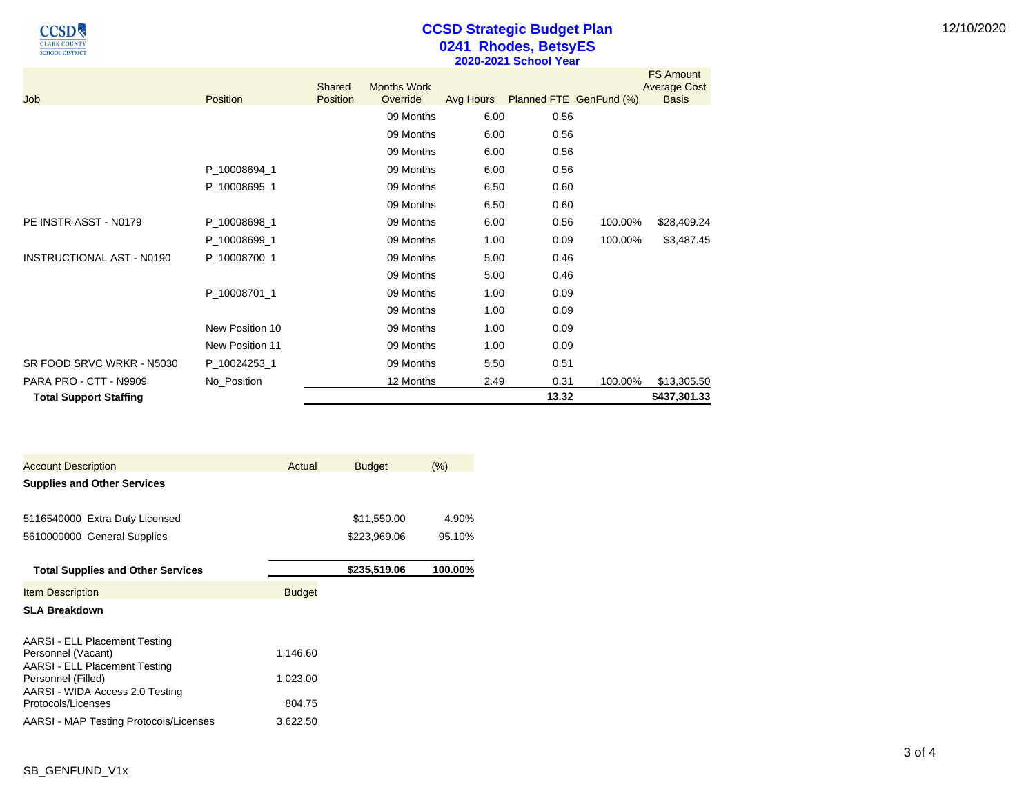# CCSD Strategic Budget Plan
## 0241 Rhodes, BetsyES
### 2020-2021 School Year

| Job | Position | Shared Position | Months Work Override | Avg Hours | Planned FTE | GenFund (%) | FS Amount Average Cost Basis |
|---|---|---|---|---|---|---|---|
| | | | 09 Months | 6.00 | 0.56 | | |
| | | | 09 Months | 6.00 | 0.56 | | |
| | | | 09 Months | 6.00 | 0.56 | | |
| | P_10008694_1 | | 09 Months | 6.00 | 0.56 | | |
| | P_10008695_1 | | 09 Months | 6.50 | 0.60 | | |
| | | | 09 Months | 6.50 | 0.60 | | |
| PE INSTR ASST - N0179 | P_10008698_1 | | 09 Months | 6.00 | 0.56 | 100.00% | $28,409.24 |
| | P_10008699_1 | | 09 Months | 1.00 | 0.09 | 100.00% | $3,487.45 |
| INSTRUCTIONAL AST - N0190 | P_10008700_1 | | 09 Months | 5.00 | 0.46 | | |
| | | | 09 Months | 5.00 | 0.46 | | |
| | P_10008701_1 | | 09 Months | 1.00 | 0.09 | | |
| | | | 09 Months | 1.00 | 0.09 | | |
| | New Position 10 | | 09 Months | 1.00 | 0.09 | | |
| | New Position 11 | | 09 Months | 1.00 | 0.09 | | |
| SR FOOD SRVC WRKR - N5030 | P_10024253_1 | | 09 Months | 5.50 | 0.51 | | |
| PARA PRO - CTT - N9909 | No_Position | | 12 Months | 2.49 | 0.31 | 100.00% | $13,305.50 |
| **Total Support Staffing** | | | | | **13.32** | | **$437,301.33** |

| Account Description | Actual | Budget | (%) |
|---|---|---|---|
| **Supplies and Other Services** | | | |
| 5116540000 Extra Duty Licensed | | $11,550.00 | 4.90% |
| 5610000000 General Supplies | | $223,969.06 | 95.10% |
| **Total Supplies and Other Services** | | **$235,519.06** | **100.00%** |

| Item Description | Budget |
|---|---|
| **SLA Breakdown** | |
| AARSI - ELL Placement Testing Personnel (Vacant) | 1,146.60 |
| AARSI - ELL Placement Testing Personnel (Filled) | 1,023.00 |
| AARSI - WIDA Access 2.0 Testing Protocols/Licenses | 804.75 |
| AARSI - MAP Testing Protocols/Licenses | 3,622.50 |

SB_GENFUND_V1x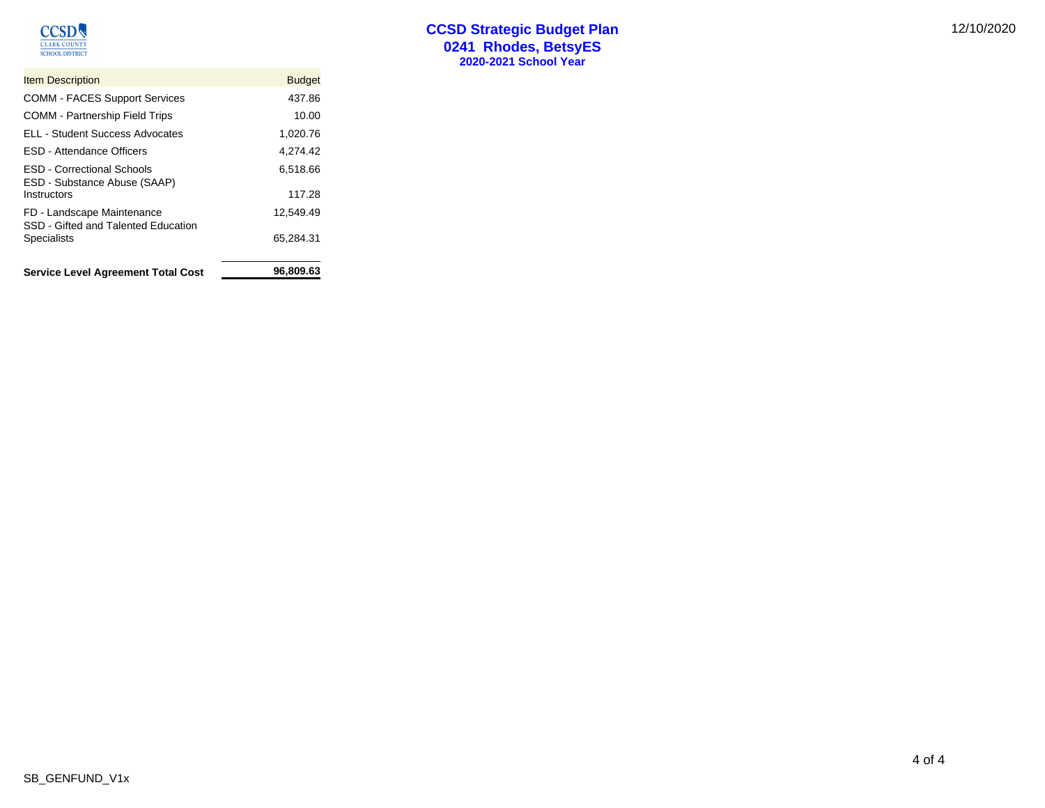# CCSD Strategic Budget Plan

## 0241 Rhodes, BetsyES

### 2020-2021 School Year

12/10/2020

| Item Description | Budget |
|---|---|
| COMM - FACES Support Services | 437.86 |
| COMM - Partnership Field Trips | 10.00 |
| ELL - Student Success Advocates | 1,020.76 |
| ESD - Attendance Officers | 4,274.42 |
| ESD - Correctional Schools | 6,518.66 |
| ESD - Substance Abuse (SAAP) Instructors | 117.28 |
| FD - Landscape Maintenance | 12,549.49 |
| SSD - Gifted and Talented Education Specialists | 65,284.31 |
| **Service Level Agreement Total Cost** | **96,809.63** |

SB_GENFUND_V1x